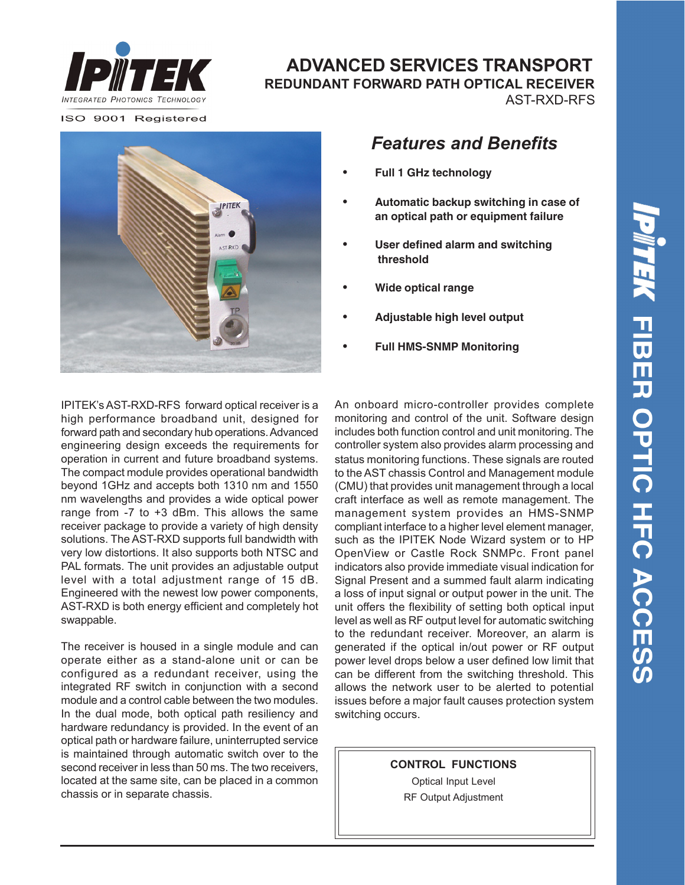IPITEK

INTEGRATED PHOTONICS TECHNOLOGY

ISO 9001 Registered

# ADVANCED SERVICES TRANSPORT

## REDUNDANT FORWARD PATH OPTICAL RECEIVER

AST-RXD-RFS

## *Features and Benefits*

- **Full 1 GHz technology**
- **Automatic backup switching in case of an optical path or equipment failure**
- **User defined alarm and switching threshold**
- **Wide optical range**
- **Adjustable high level output**
- **Full HMS-SNMP Monitoring**

IPITEK's AST-RXD-RFS forward optical receiver is a high performance broadband unit, designed for forward path and secondary hub operations. Advanced engineering design exceeds the requirements for operation in current and future broadband systems. The compact module provides operational bandwidth beyond 1GHz and accepts both 1310 nm and 1550 nm wavelengths and provides a wide optical power range from -7 to +3 dBm. This allows the same receiver package to provide a variety of high density solutions. The AST-RXD supports full bandwidth with very low distortions. It also supports both NTSC and PAL formats. The unit provides an adjustable output level with a total adjustment range of 15 dB. Engineered with the newest low power components, AST-RXD is both energy efficient and completely hot swappable.

The receiver is housed in a single module and can operate either as a stand-alone unit or can be configured as a redundant receiver, using the integrated RF switch in conjunction with a second module and a control cable between the two modules. In the dual mode, both optical path resiliency and hardware redundancy is provided. In the event of an optical path or hardware failure, uninterrupted service is maintained through automatic switch over to the second receiver in less than 50 ms. The two receivers, located at the same site, can be placed in a common chassis or in separate chassis.

An onboard micro-controller provides complete monitoring and control of the unit. Software design includes both function control and unit monitoring. The controller system also provides alarm processing and status monitoring functions. These signals are routed to the AST chassis Control and Management module (CMU) that provides unit management through a local craft interface as well as remote management. The management system provides an HMS-SNMP compliant interface to a higher level element manager, such as the IPITEK Node Wizard system or to HP OpenView or Castle Rock SNMPc. Front panel indicators also provide immediate visual indication for Signal Present and a summed fault alarm indicating a loss of input signal or output power in the unit. The unit offers the flexibility of setting both optical input level as well as RF output level for automatic switching to the redundant receiver. Moreover, an alarm is generated if the optical in/out power or RF output power level drops below a user defined low limit that can be different from the switching threshold. This allows the network user to be alerted to potential issues before a major fault causes protection system switching occurs.

**CONTROL FUNCTIONS**

Optical Input Level

RF Output Adjustment

IPITEK FIBER OPTIC HFC ACCESS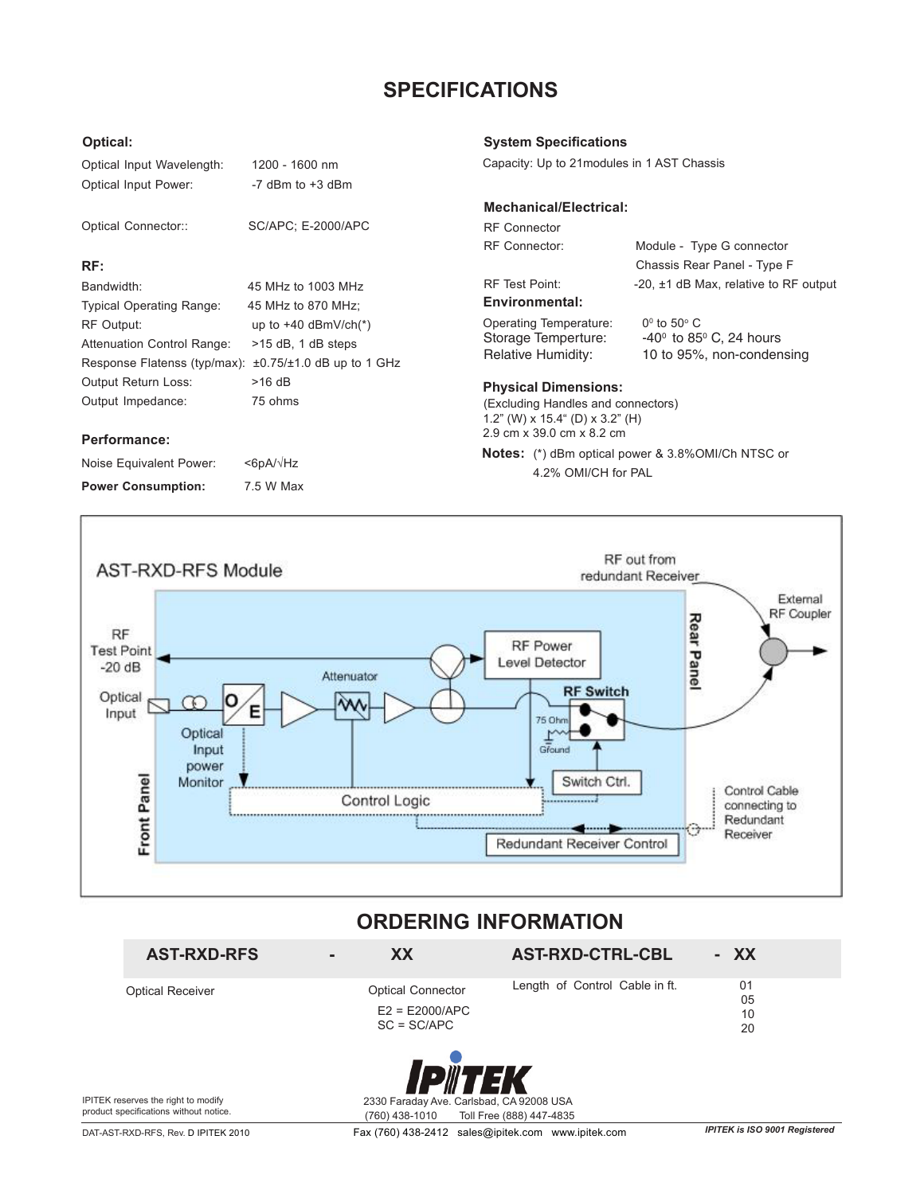# SPECIFICATIONS

### Optical:

Optical Input Wavelength: 1200 - 1600 nm

Optical Input Power: -7 dBm to +3 dBm

Optical Connector:: SC/APC; E-2000/APC

### RF:

Bandwidth: 45 MHz to 1003 MHz

Typical Operating Range: 45 MHz to 870 MHz;

RF Output: up to +40 dBmV/ch(*)

Attenuation Control Range: >15 dB, 1 dB steps

Response Flatenss (typ/max): ±0.75/±1.0 dB up to 1 GHz

Output Return Loss: >16 dB

Output Impedance: 75 ohms

### Performance:

Noise Equivalent Power: <6pA/√Hz

**Power Consumption:** 7.5 W Max

### System Specifications

Capacity: Up to 21modules in 1 AST Chassis

### Mechanical/Electrical:

RF Connector

RF Connector: Module - Type G connector
Chassis Rear Panel - Type F

RF Test Point: -20, ±1 dB Max, relative to RF output

### Environmental:

Operating Temperature: $0^0$ to $50^o$ C

Storage Temperture: $-40^0$ to $85^0$ C, 24 hours

Relative Humidity: 10 to 95%, non-condensing

### Physical Dimensions:

(Excluding Handles and connectors)
1.2" (W) x 15.4" (D) x 3.2" (H)
2.9 cm x 39.0 cm x 8.2 cm

**Notes:** (*) dBm optical power & 3.8%OMI/Ch NTSC or 4.2% OMI/CH for PAL

AST-RXD-RFS Module

RF out from redundant Receiver

External RF Coupler

Rear Panel

RF Test Point -20 dB

RF Power Level Detector

Attenuator

Optical Input

O E

RF Switch

75 Ohm

Ground

Optical Input power Monitor

Switch Ctrl.

Control Logic

Control Cable connecting to Redundant Receiver

Redundant Receiver Control

Front Panel

# ORDERING INFORMATION

| AST-RXD-RFS | - | XX | AST-RXD-CTRL-CBL | - XX |
|---|---|---|---|---|
| Optical Receiver | | Optical Connector<br>E2 = E2000/APC<br>SC = SC/APC | Length of Control Cable in ft. | 01<br>05<br>10<br>20 |

IPITEK

2330 Faraday Ave. Carlsbad, CA 92008 USA
(760) 438-1010 Toll Free (888) 447-4835
Fax (760) 438-2412 sales@ipitek.com www.ipitek.com

IPITEK reserves the right to modify product specifications without notice.

DAT-AST-RXD-RFS, Rev. D IPITEK 2010

*IPITEK is ISO 9001 Registered*